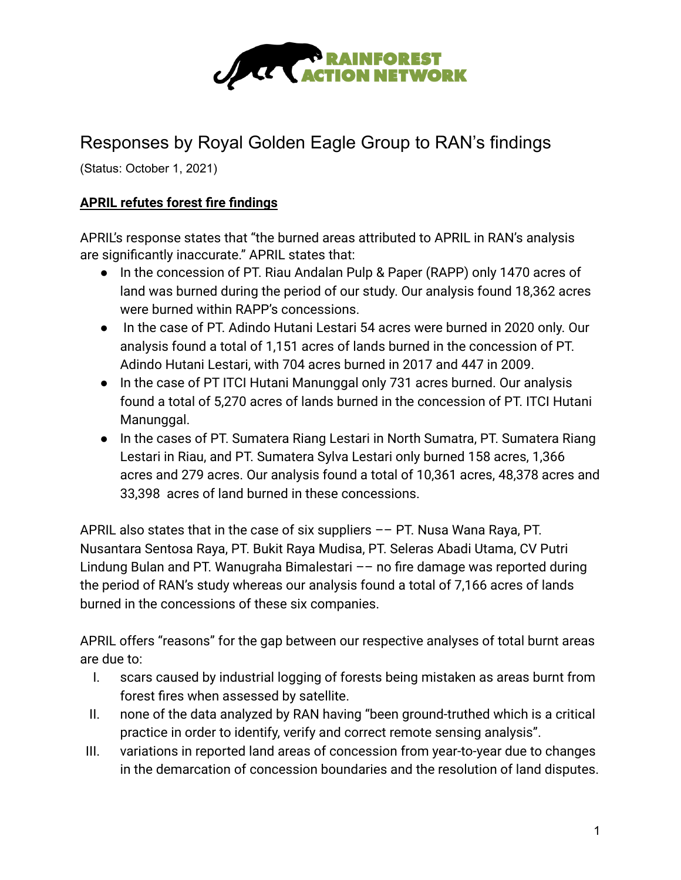# Responses by Royal Golden Eagle Group to RAN's findings

(Status: October 1, 2021)

## **APRIL refutes forest fire findings**

APRIL's response states that "the burned areas attributed to APRIL in RAN's analysis are significantly inaccurate." APRIL states that:

- In the concession of PT. Riau Andalan Pulp & Paper (RAPP) only 1470 acres of land was burned during the period of our study. Our analysis found 18,362 acres were burned within RAPP's concessions.
- In the case of PT. Adindo Hutani Lestari 54 acres were burned in 2020 only. Our analysis found a total of 1,151 acres of lands burned in the concession of PT. Adindo Hutani Lestari, with 704 acres burned in 2017 and 447 in 2009.
- In the case of PT ITCI Hutani Manunggal only 731 acres burned. Our analysis found a total of 5,270 acres of lands burned in the concession of PT. ITCI Hutani Manunggal.
- In the cases of PT. Sumatera Riang Lestari in North Sumatra, PT. Sumatera Riang Lestari in Riau, and PT. Sumatera Sylva Lestari only burned 158 acres, 1,366 acres and 279 acres. Our analysis found a total of 10,361 acres, 48,378 acres and 33,398 acres of land burned in these concessions.

APRIL also states that in the case of six suppliers –– PT. Nusa Wana Raya, PT. Nusantara Sentosa Raya, PT. Bukit Raya Mudisa, PT. Seleras Abadi Utama, CV Putri Lindung Bulan and PT. Wanugraha Bimalestari –– no fire damage was reported during the period of RAN's study whereas our analysis found a total of 7,166 acres of lands burned in the concessions of these six companies.

APRIL offers "reasons" for the gap between our respective analyses of total burnt areas are due to:

I. scars caused by industrial logging of forests being mistaken as areas burnt from forest fires when assessed by satellite.
II. none of the data analyzed by RAN having "been ground-truthed which is a critical practice in order to identify, verify and correct remote sensing analysis".
III. variations in reported land areas of concession from year-to-year due to changes in the demarcation of concession boundaries and the resolution of land disputes.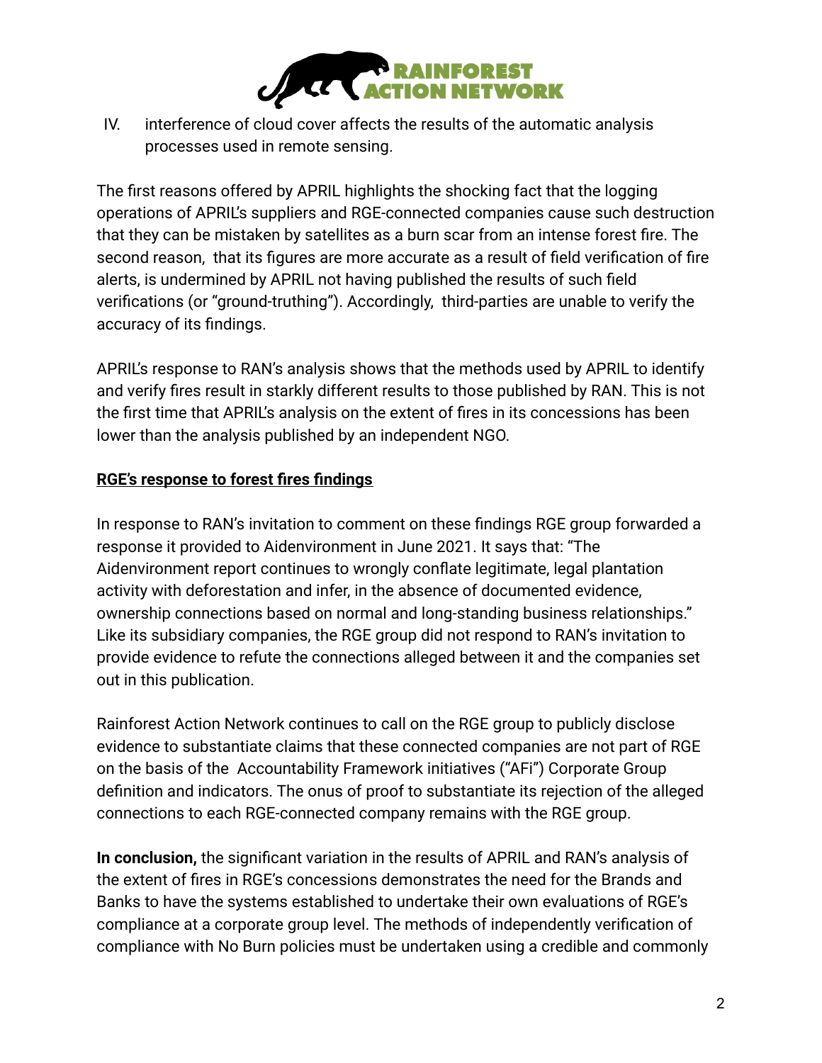IV. interference of cloud cover affects the results of the automatic analysis processes used in remote sensing.

The first reasons offered by APRIL highlights the shocking fact that the logging operations of APRIL's suppliers and RGE-connected companies cause such destruction that they can be mistaken by satellites as a burn scar from an intense forest fire. The second reason, that its figures are more accurate as a result of field verification of fire alerts, is undermined by APRIL not having published the results of such field verifications (or "ground-truthing"). Accordingly, third-parties are unable to verify the accuracy of its findings.

APRIL's response to RAN's analysis shows that the methods used by APRIL to identify and verify fires result in starkly different results to those published by RAN. This is not the first time that APRIL's analysis on the extent of fires in its concessions has been lower than the analysis published by an independent NGO.

## RGE's response to forest fires findings

In response to RAN's invitation to comment on these findings RGE group forwarded a response it provided to Aidenvironment in June 2021. It says that: "The Aidenvironment report continues to wrongly conflate legitimate, legal plantation activity with deforestation and infer, in the absence of documented evidence, ownership connections based on normal and long-standing business relationships." Like its subsidiary companies, the RGE group did not respond to RAN's invitation to provide evidence to refute the connections alleged between it and the companies set out in this publication.

Rainforest Action Network continues to call on the RGE group to publicly disclose evidence to substantiate claims that these connected companies are not part of RGE on the basis of the Accountability Framework initiatives ("AFi") Corporate Group definition and indicators. The onus of proof to substantiate its rejection of the alleged connections to each RGE-connected company remains with the RGE group.

**In conclusion,** the significant variation in the results of APRIL and RAN's analysis of the extent of fires in RGE's concessions demonstrates the need for the Brands and Banks to have the systems established to undertake their own evaluations of RGE's compliance at a corporate group level. The methods of independently verification of compliance with No Burn policies must be undertaken using a credible and commonly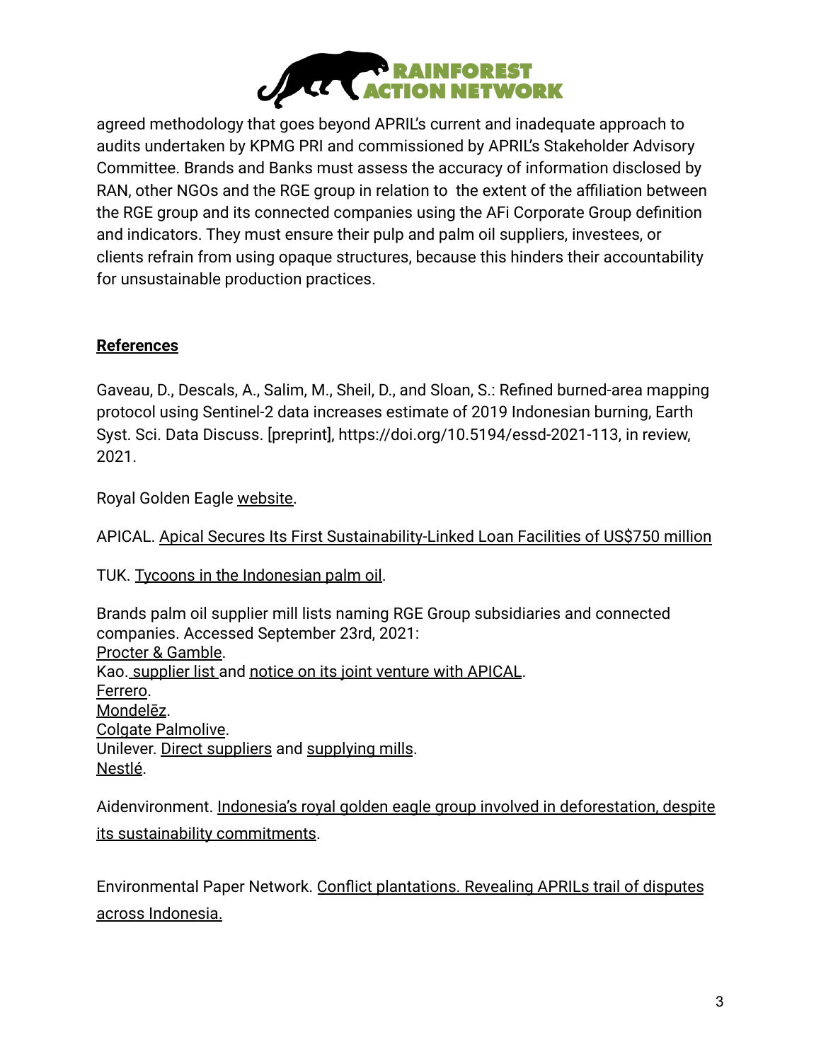agreed methodology that goes beyond APRIL's current and inadequate approach to audits undertaken by KPMG PRI and commissioned by APRIL's Stakeholder Advisory Committee. Brands and Banks must assess the accuracy of information disclosed by RAN, other NGOs and the RGE group in relation to the extent of the affiliation between the RGE group and its connected companies using the AFi Corporate Group definition and indicators. They must ensure their pulp and palm oil suppliers, investees, or clients refrain from using opaque structures, because this hinders their accountability for unsustainable production practices.

## References

Gaveau, D., Descals, A., Salim, M., Sheil, D., and Sloan, S.: Refined burned-area mapping protocol using Sentinel-2 data increases estimate of 2019 Indonesian burning, Earth Syst. Sci. Data Discuss. [preprint], https://doi.org/10.5194/essd-2021-113, in review, 2021.

Royal Golden Eagle website.

APICAL. Apical Secures Its First Sustainability-Linked Loan Facilities of US$750 million

TUK. Tycoons in the Indonesian palm oil.

Brands palm oil supplier mill lists naming RGE Group subsidiaries and connected companies. Accessed September 23rd, 2021:
Procter & Gamble.
Kao. supplier list and notice on its joint venture with APICAL.
Ferrero.
Mondelēz.
Colgate Palmolive.
Unilever. Direct suppliers and supplying mills.
Nestlé.

Aidenvironment. Indonesia's royal golden eagle group involved in deforestation, despite its sustainability commitments.

Environmental Paper Network. Conflict plantations. Revealing APRILs trail of disputes across Indonesia.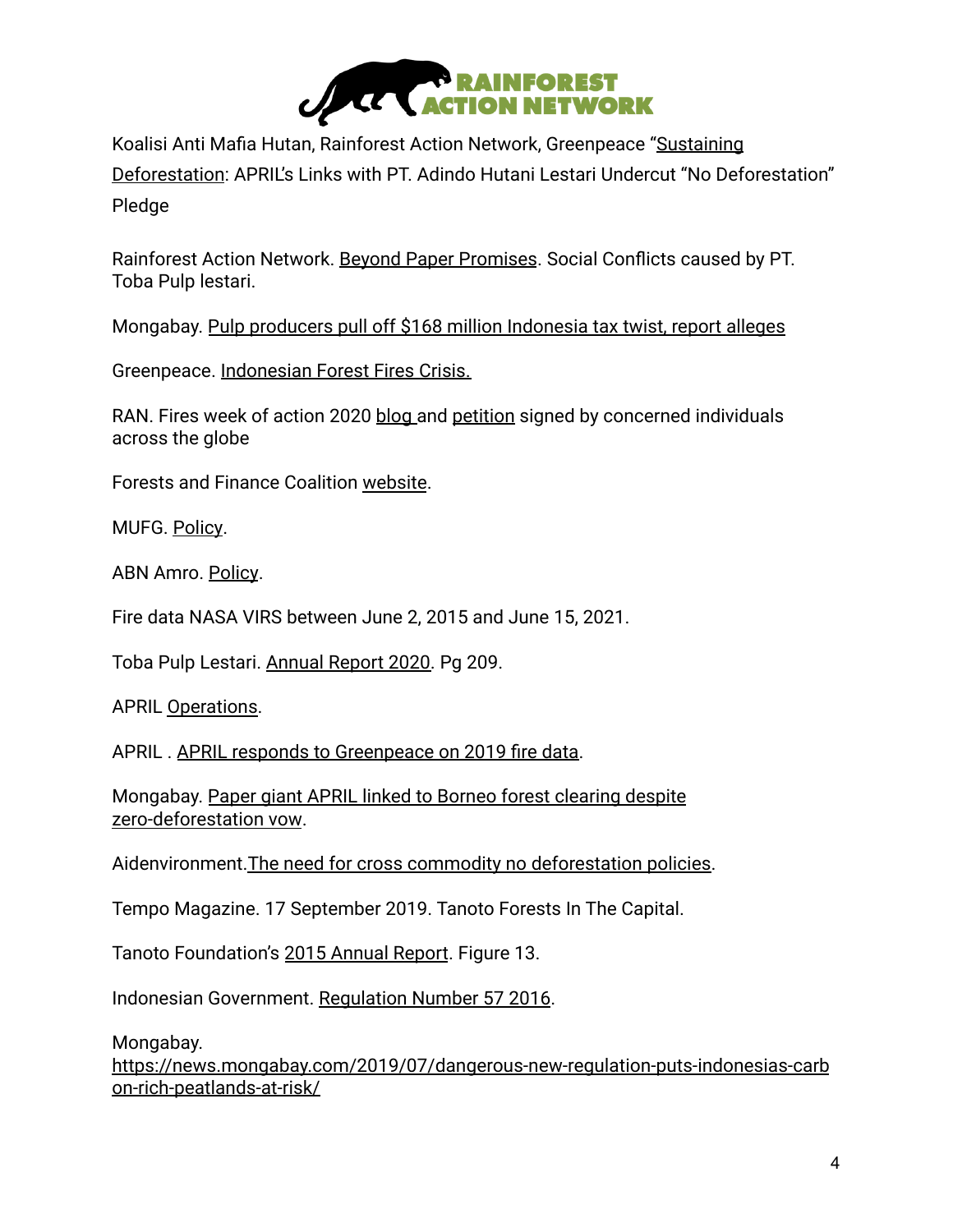Koalisi Anti Mafia Hutan, Rainforest Action Network, Greenpeace "Sustaining Deforestation: APRIL's Links with PT. Adindo Hutani Lestari Undercut "No Deforestation" Pledge

Rainforest Action Network. Beyond Paper Promises. Social Conflicts caused by PT. Toba Pulp lestari.

Mongabay. Pulp producers pull off $168 million Indonesia tax twist, report alleges

Greenpeace. Indonesian Forest Fires Crisis.

RAN. Fires week of action 2020 blog and petition signed by concerned individuals across the globe

Forests and Finance Coalition website.

MUFG. Policy.

ABN Amro. Policy.

Fire data NASA VIRS between June 2, 2015 and June 15, 2021.

Toba Pulp Lestari. Annual Report 2020. Pg 209.

APRIL Operations.

APRIL . APRIL responds to Greenpeace on 2019 fire data.

Mongabay. Paper giant APRIL linked to Borneo forest clearing despite zero-deforestation vow.

Aidenvironment.The need for cross commodity no deforestation policies.

Tempo Magazine. 17 September 2019. Tanoto Forests In The Capital.

Tanoto Foundation's 2015 Annual Report. Figure 13.

Indonesian Government. Regulation Number 57 2016.

Mongabay.
https://news.mongabay.com/2019/07/dangerous-new-regulation-puts-indonesias-carbon-rich-peatlands-at-risk/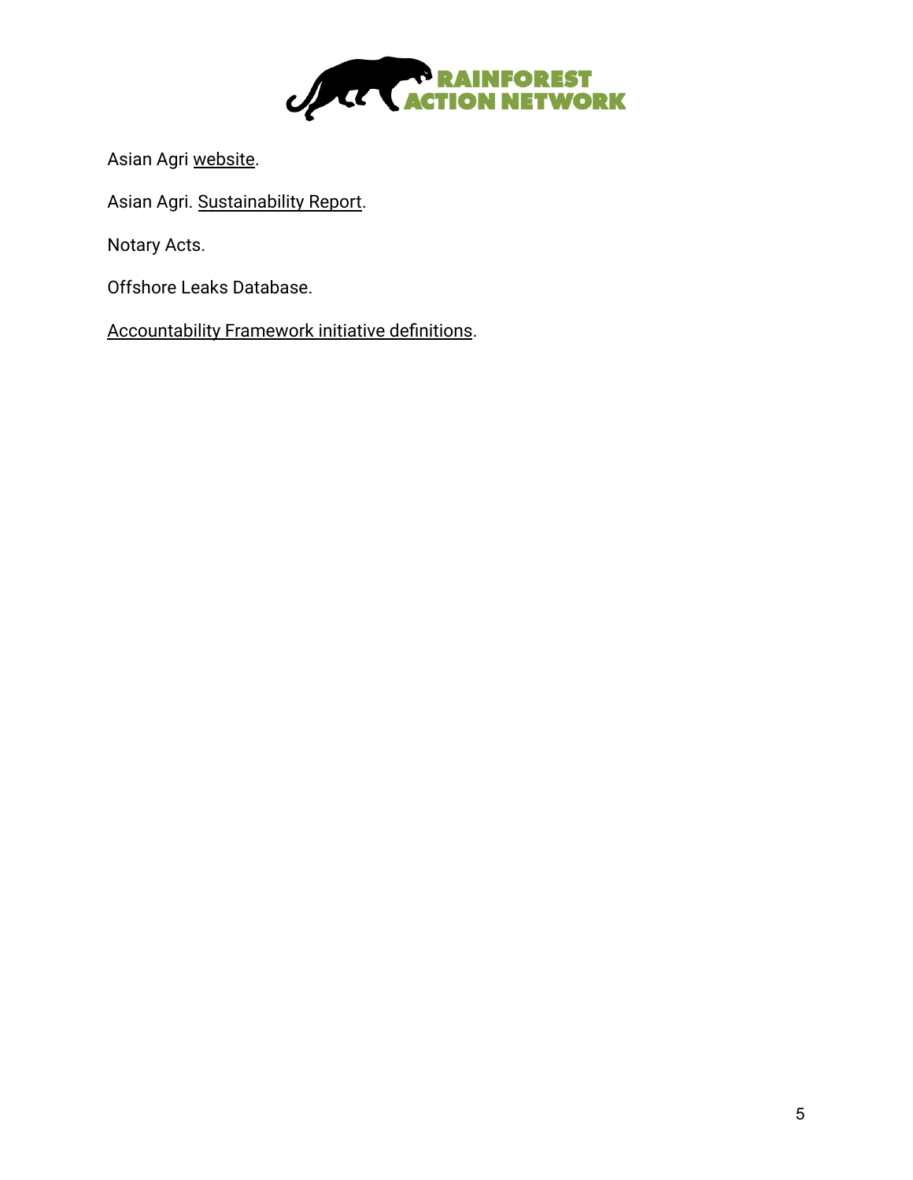Asian Agri website.

Asian Agri. Sustainability Report.

Notary Acts.

Offshore Leaks Database.

Accountability Framework initiative definitions.